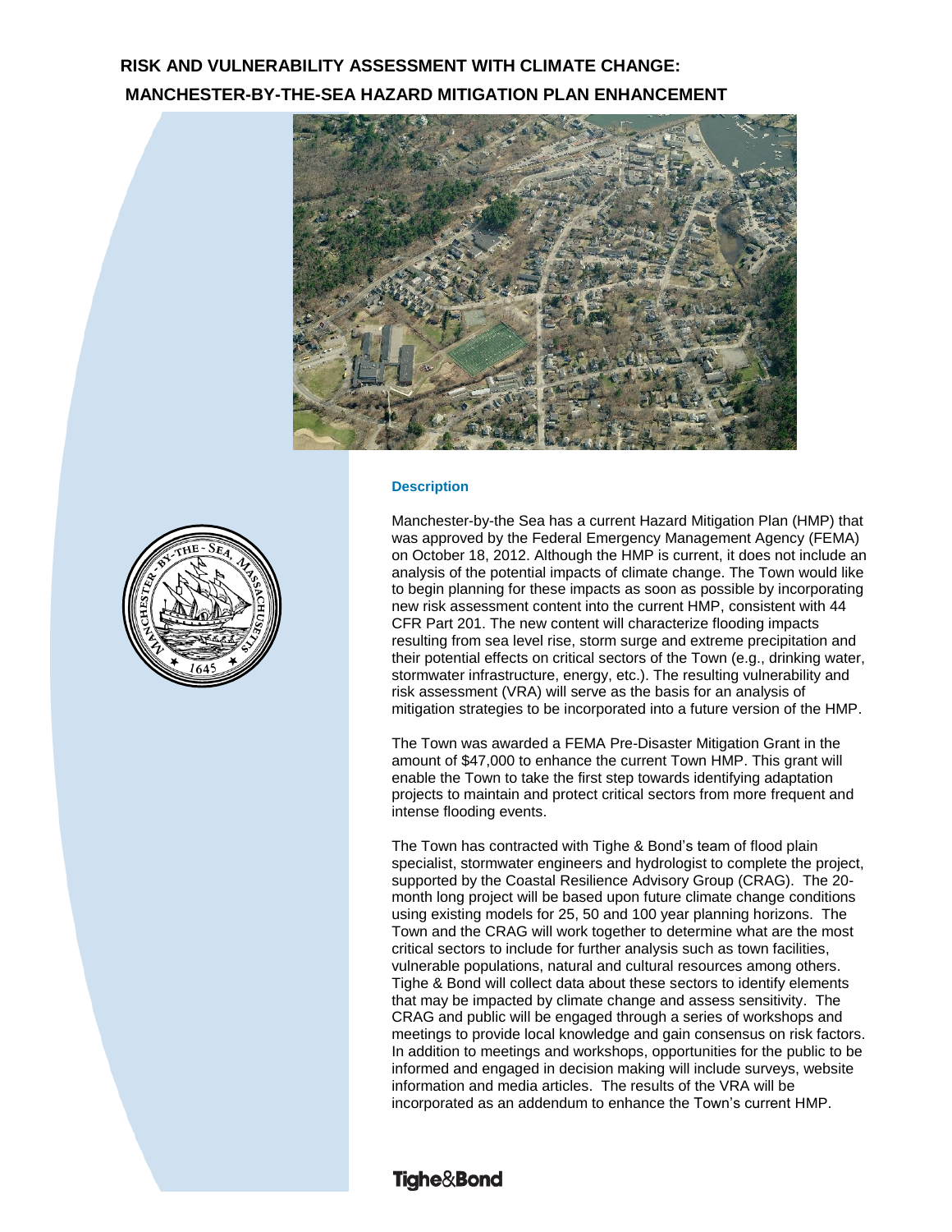# RISK AND VULNERABILITY ASSESSMENT WITH CLIMATE CHANGE: MANCHESTER-BY-THE-SEA HAZARD MITIGATION PLAN ENHANCEMENT

### Description

Manchester-by-the Sea has a current Hazard Mitigation Plan (HMP) that was approved by the Federal Emergency Management Agency (FEMA) on October 18, 2012. Although the HMP is current, it does not include an analysis of the potential impacts of climate change. The Town would like to begin planning for these impacts as soon as possible by incorporating new risk assessment content into the current HMP, consistent with 44 CFR Part 201. The new content will characterize flooding impacts resulting from sea level rise, storm surge and extreme precipitation and their potential effects on critical sectors of the Town (e.g., drinking water, stormwater infrastructure, energy, etc.). The resulting vulnerability and risk assessment (VRA) will serve as the basis for an analysis of mitigation strategies to be incorporated into a future version of the HMP.

The Town was awarded a FEMA Pre-Disaster Mitigation Grant in the amount of $47,000 to enhance the current Town HMP. This grant will enable the Town to take the first step towards identifying adaptation projects to maintain and protect critical sectors from more frequent and intense flooding events.

The Town has contracted with Tighe & Bond's team of flood plain specialist, stormwater engineers and hydrologist to complete the project, supported by the Coastal Resilience Advisory Group (CRAG). The 20-month long project will be based upon future climate change conditions using existing models for 25, 50 and 100 year planning horizons. The Town and the CRAG will work together to determine what are the most critical sectors to include for further analysis such as town facilities, vulnerable populations, natural and cultural resources among others. Tighe & Bond will collect data about these sectors to identify elements that may be impacted by climate change and assess sensitivity. The CRAG and public will be engaged through a series of workshops and meetings to provide local knowledge and gain consensus on risk factors. In addition to meetings and workshops, opportunities for the public to be informed and engaged in decision making will include surveys, website information and media articles. The results of the VRA will be incorporated as an addendum to enhance the Town's current HMP.

Tighe&Bond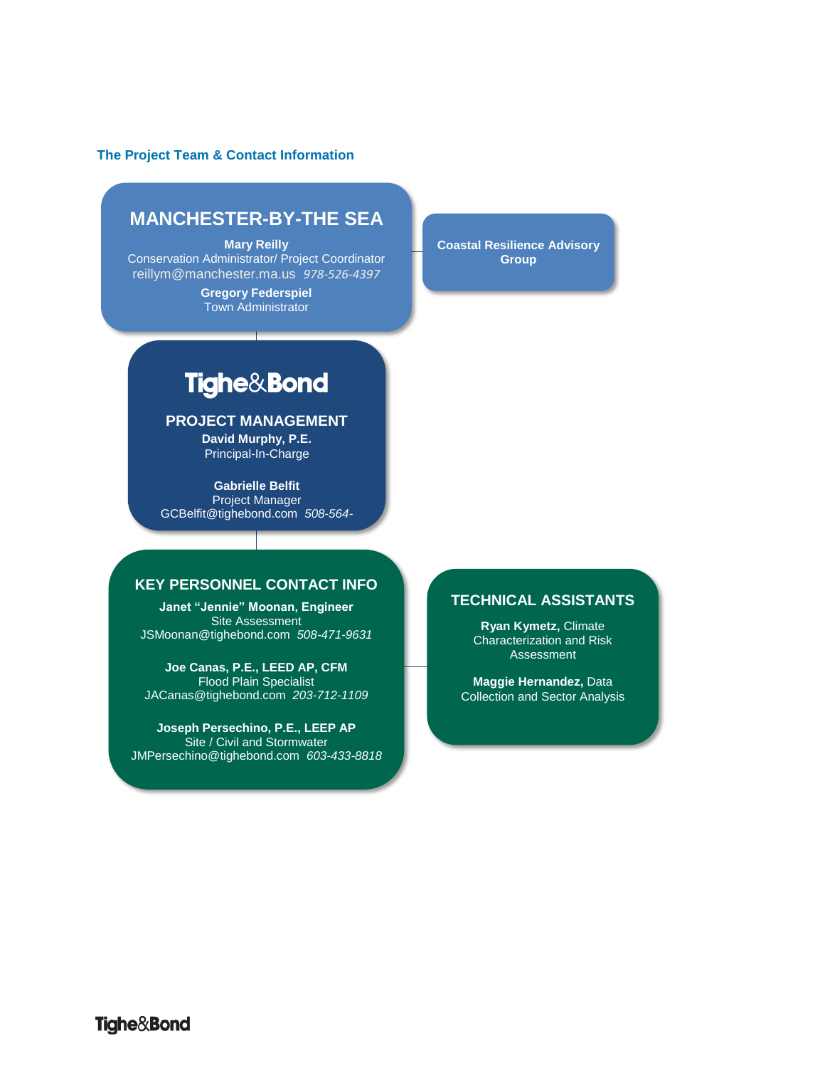### The Project Team & Contact Information

## MANCHESTER-BY-THE SEA

**Mary Reilly**
Conservation Administrator/ Project Coordinator
reillym@manchester.ma.us *978-526-4397*

**Gregory Federspiel**
Town Administrator

**Coastal Resilience Advisory Group**

## Tighe&Bond

### PROJECT MANAGEMENT

**David Murphy, P.E.**
Principal-In-Charge

**Gabrielle Belfit**
Project Manager
GCBelfit@tighebond.com *508-564-*

### KEY PERSONNEL CONTACT INFO

**Janet "Jennie" Moonan, Engineer**
Site Assessment
JSMoonan@tighebond.com *508-471-9631*

**Joe Canas, P.E., LEED AP, CFM**
Flood Plain Specialist
JACanas@tighebond.com *203-712-1109*

**Joseph Persechino, P.E., LEEP AP**
Site / Civil and Stormwater
JMPersechino@tighebond.com *603-433-8818*

### TECHNICAL ASSISTANTS

**Ryan Kymetz,** Climate Characterization and Risk Assessment

**Maggie Hernandez,** Data Collection and Sector Analysis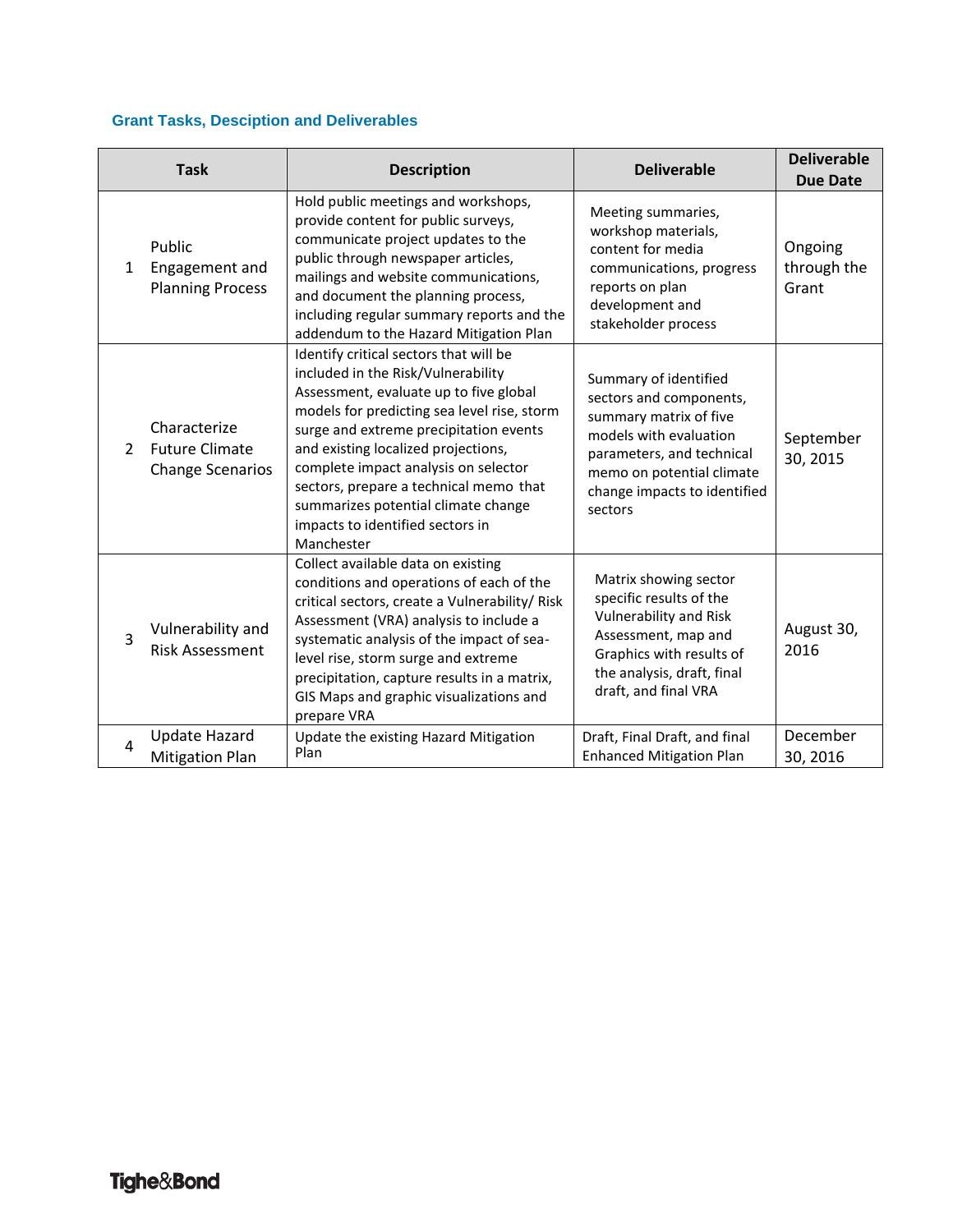### Grant Tasks, Desciption and Deliverables

| Task | | Description | Deliverable | Deliverable Due Date |
|---|---|---|---|---|
| 1 | Public Engagement and Planning Process | Hold public meetings and workshops, provide content for public surveys, communicate project updates to the public through newspaper articles, mailings and website communications, and document the planning process, including regular summary reports and the addendum to the Hazard Mitigation Plan | Meeting summaries, workshop materials, content for media communications, progress reports on plan development and stakeholder process | Ongoing through the Grant |
| 2 | Characterize Future Climate Change Scenarios | Identify critical sectors that will be included in the Risk/Vulnerability Assessment, evaluate up to five global models for predicting sea level rise, storm surge and extreme precipitation events and existing localized projections, complete impact analysis on selector sectors, prepare a technical memo that summarizes potential climate change impacts to identified sectors in Manchester | Summary of identified sectors and components, summary matrix of five models with evaluation parameters, and technical memo on potential climate change impacts to identified sectors | September 30, 2015 |
| 3 | Vulnerability and Risk Assessment | Collect available data on existing conditions and operations of each of the critical sectors, create a Vulnerability/ Risk Assessment (VRA) analysis to include a systematic analysis of the impact of sea-level rise, storm surge and extreme precipitation, capture results in a matrix, GIS Maps and graphic visualizations and prepare VRA | Matrix showing sector specific results of the Vulnerability and Risk Assessment, map and Graphics with results of the analysis, draft, final draft, and final VRA | August 30, 2016 |
| 4 | Update Hazard Mitigation Plan | Update the existing Hazard Mitigation Plan | Draft, Final Draft, and final Enhanced Mitigation Plan | December 30, 2016 |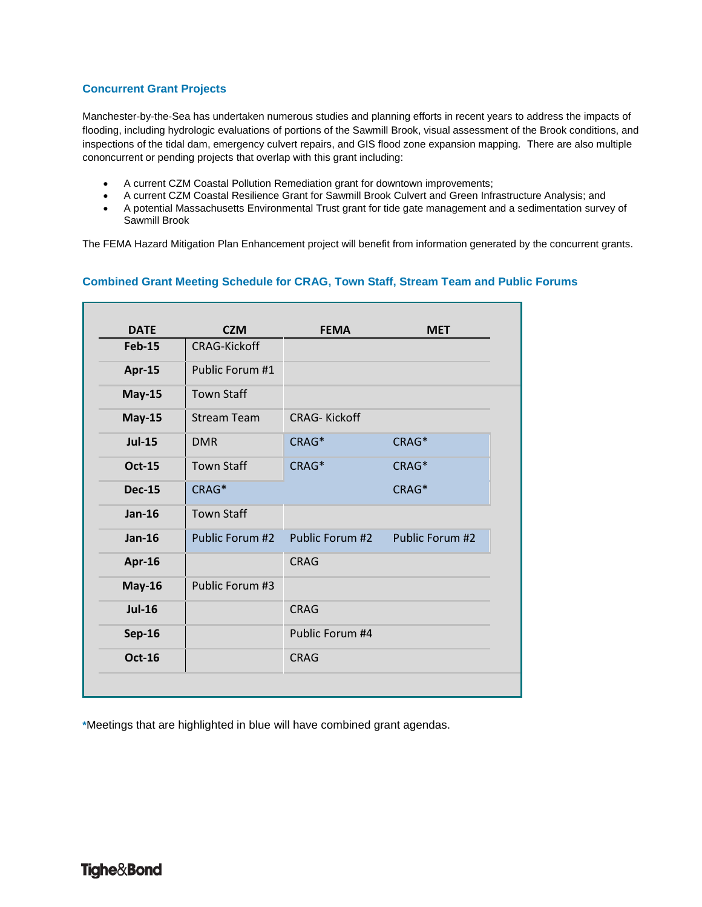### Concurrent Grant Projects

Manchester-by-the-Sea has undertaken numerous studies and planning efforts in recent years to address the impacts of flooding, including hydrologic evaluations of portions of the Sawmill Brook, visual assessment of the Brook conditions, and inspections of the tidal dam, emergency culvert repairs, and GIS flood zone expansion mapping. There are also multiple cononcurrent or pending projects that overlap with this grant including:

- A current CZM Coastal Pollution Remediation grant for downtown improvements;
- A current CZM Coastal Resilience Grant for Sawmill Brook Culvert and Green Infrastructure Analysis; and
- A potential Massachusetts Environmental Trust grant for tide gate management and a sedimentation survey of Sawmill Brook

The FEMA Hazard Mitigation Plan Enhancement project will benefit from information generated by the concurrent grants.

### Combined Grant Meeting Schedule for CRAG, Town Staff, Stream Team and Public Forums

| DATE | CZM | FEMA | MET |
|---|---|---|---|
| Feb-15 | CRAG-Kickoff | | |
| Apr-15 | Public Forum #1 | | |
| May-15 | Town Staff | | |
| May-15 | Stream Team | CRAG- Kickoff | |
| Jul-15 | DMR | CRAG* | CRAG* |
| Oct-15 | Town Staff | CRAG* | CRAG* |
| Dec-15 | CRAG* | | CRAG* |
| Jan-16 | Town Staff | | |
| Jan-16 | Public Forum #2 | Public Forum #2 | Public Forum #2 |
| Apr-16 | | CRAG | |
| May-16 | Public Forum #3 | | |
| Jul-16 | | CRAG | |
| Sep-16 | | Public Forum #4 | |
| Oct-16 | | CRAG | |

*Meetings that are highlighted in blue will have combined grant agendas.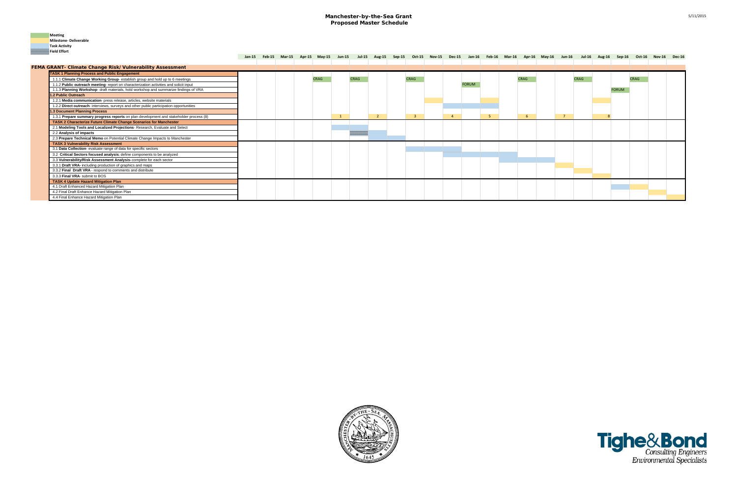# Manchester-by-the-Sea Grant
## Proposed Master Schedule

5/11/2015

**Legend:**
- Meeting
- Milestone- Deliverable
- Task Activity
- Field Effort

## FEMA GRANT- Climate Change Risk/ Vulnerability Assessment

| Task | Jan-15 | Feb-15 | Mar-15 | Apr-15 | May-15 | Jun-15 | Jul-15 | Aug-15 | Sep-15 | Oct-15 | Nov-15 | Dec-15 | Jan-16 | Feb-16 | Mar-16 | Apr-16 | May-16 | Jun-16 | Jul-16 | Aug-16 | Sep-16 | Oct-16 | Nov-16 | Dec-16 |
|---|---|---|---|---|---|---|---|---|---|---|---|---|---|---|---|---|---|---|---|---|---|---|---|---|
| **TASK 1 Planning Process and Public Engagement** | | | | | | | | | | | | | | | | | | | | | | | | |
| 1.1.1 **Climate Change Working Group**- establish group and hold up to 6 meetings | | | | | CRAG | | CRAG | | | CRAG | | | | | | CRAG | | | CRAG | | | CRAG | | |
| 1.1.2 **Public outreach meeting**- report on characterization activities and solicit input | | | | | | | | | | | | | FORUM | | | | | | | | | | | |
| 1.1.3 **Planning Workshop**- draft materials, hold workshop and summarize findings of VRA | | | | | | | | | | | | | | | | | | | | | FORUM | | | |
| **1.2 Public Outreach** | | | | | | | | | | | | | | | | | | | | | | | | |
| 1.2.1 **Media communication**- press release, articles, website materials | | | | | | | | | | | | | | | | | | | | | | | | |
| 1.2.2 **Direct outreach**- interviews, surveys and other public participation opportunities | | | | | | | | | | | | | | | | | | | | | | | | |
| **1.3 Document Planning Process** | | | | | | | | | | | | | | | | | | | | | | | | |
| 1.3.1 **Prepare summary progress reports** on plan development and stakeholder process (8) | | | | | | 1 | | 2 | | 3 | | 4 | | 5 | | 6 | | 7 | | 8 | | | | |
| **TASK 2 Characterize Future Climate Change Scenarios for Manchester** | | | | | | | | | | | | | | | | | | | | | | | | |
| 2.1 **Modeling Tools and Localized Projections**- Research, Evaluate and Select | | | | | | | | | | | | | | | | | | | | | | | | |
| 2.2 **Analysis of impacts** | | | | | | | | | | | | | | | | | | | | | | | | |
| 2.3 **Prepare Technical Memo** on Potential Climate Change Impacts to Manchester | | | | | | | | | | | | | | | | | | | | | | | | |
| **TASK 3 Vulnerability Risk Assessment** | | | | | | | | | | | | | | | | | | | | | | | | |
| 3.1 **Data Collection**- evaluate range of data for specific sectors | | | | | | | | | | | | | | | | | | | | | | | | |
| 3.2 **Critical Sectors focused analysis**; define components to be analyzed | | | | | | | | | | | | | | | | | | | | | | | | |
| 3.3 **Vulnerability/Risk Assessment Analysis**-complete for each sector | | | | | | | | | | | | | | | | | | | | | | | | |
| 3.3.1 **Draft VRA**- including production of graphics and maps | | | | | | | | | | | | | | | | | | | | | | | | |
| 3.3.2 **Final Draft VRA** - respond to comments and distribute | | | | | | | | | | | | | | | | | | | | | | | | |
| 3.3.3 **Final VRA**- submit to BOS | | | | | | | | | | | | | | | | | | | | | | | | |
| **TASK 4 Update Hazard Mitigation Plan** | | | | | | | | | | | | | | | | | | | | | | | | |
| 4.1 Draft Enhanced Hazard Mitigation Plan | | | | | | | | | | | | | | | | | | | | | | | | |
| 4.2 Final Draft Enhance Hazard Mitigation Plan | | | | | | | | | | | | | | | | | | | | | | | | |
| 4.4 Final Enhance Hazard Mitigation Plan | | | | | | | | | | | | | | | | | | | | | | | | |

Tighe&Bond
*Consulting Engineers*
*Environmental Specialists*